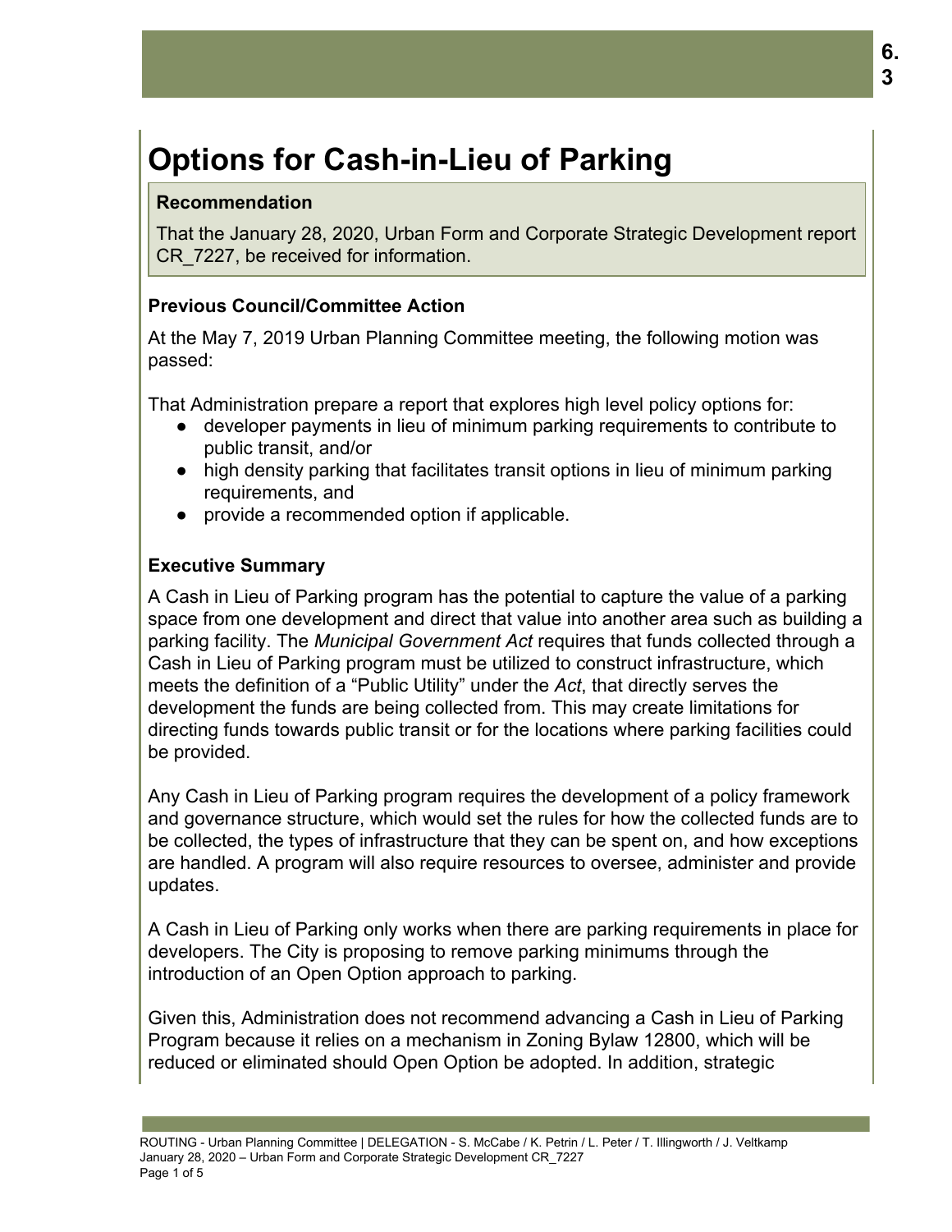# Options for Cash-in-Lieu of Parking

**Recommendation**

That the January 28, 2020, Urban Form and Corporate Strategic Development report CR_7227, be received for information.

### Previous Council/Committee Action

At the May 7, 2019 Urban Planning Committee meeting, the following motion was passed:

That Administration prepare a report that explores high level policy options for:

- developer payments in lieu of minimum parking requirements to contribute to public transit, and/or
- high density parking that facilitates transit options in lieu of minimum parking requirements, and
- provide a recommended option if applicable.

### Executive Summary

A Cash in Lieu of Parking program has the potential to capture the value of a parking space from one development and direct that value into another area such as building a parking facility. The *Municipal Government Act* requires that funds collected through a Cash in Lieu of Parking program must be utilized to construct infrastructure, which meets the definition of a "Public Utility" under the *Act*, that directly serves the development the funds are being collected from. This may create limitations for directing funds towards public transit or for the locations where parking facilities could be provided.

Any Cash in Lieu of Parking program requires the development of a policy framework and governance structure, which would set the rules for how the collected funds are to be collected, the types of infrastructure that they can be spent on, and how exceptions are handled. A program will also require resources to oversee, administer and provide updates.

A Cash in Lieu of Parking only works when there are parking requirements in place for developers. The City is proposing to remove parking minimums through the introduction of an Open Option approach to parking.

Given this, Administration does not recommend advancing a Cash in Lieu of Parking Program because it relies on a mechanism in Zoning Bylaw 12800, which will be reduced or eliminated should Open Option be adopted. In addition, strategic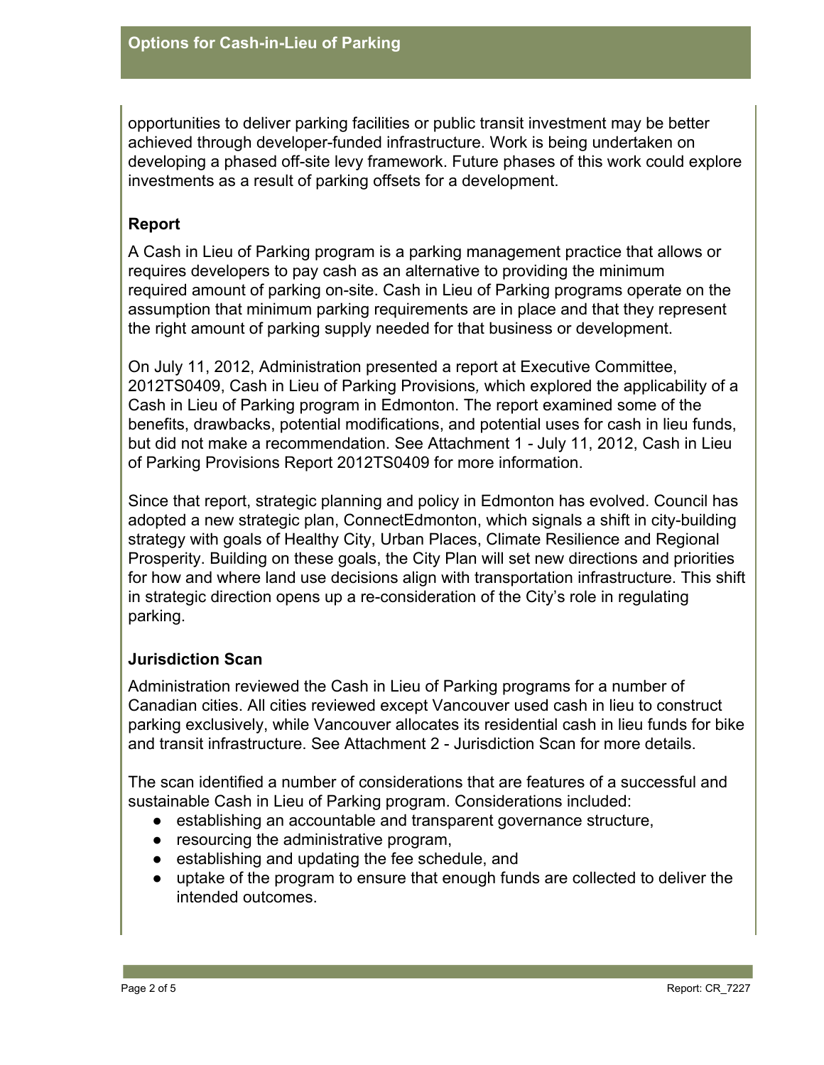opportunities to deliver parking facilities or public transit investment may be better achieved through developer-funded infrastructure. Work is being undertaken on developing a phased off-site levy framework. Future phases of this work could explore investments as a result of parking offsets for a development.

## Report

A Cash in Lieu of Parking program is a parking management practice that allows or requires developers to pay cash as an alternative to providing the minimum required amount of parking on-site. Cash in Lieu of Parking programs operate on the assumption that minimum parking requirements are in place and that they represent the right amount of parking supply needed for that business or development.

On July 11, 2012, Administration presented a report at Executive Committee, 2012TS0409, Cash in Lieu of Parking Provisions*,* which explored the applicability of a Cash in Lieu of Parking program in Edmonton. The report examined some of the benefits, drawbacks, potential modifications, and potential uses for cash in lieu funds, but did not make a recommendation. See Attachment 1 - July 11, 2012, Cash in Lieu of Parking Provisions Report 2012TS0409 for more information.

Since that report, strategic planning and policy in Edmonton has evolved. Council has adopted a new strategic plan, ConnectEdmonton, which signals a shift in city-building strategy with goals of Healthy City, Urban Places, Climate Resilience and Regional Prosperity. Building on these goals, the City Plan will set new directions and priorities for how and where land use decisions align with transportation infrastructure. This shift in strategic direction opens up a re-consideration of the City's role in regulating parking.

## Jurisdiction Scan

Administration reviewed the Cash in Lieu of Parking programs for a number of Canadian cities. All cities reviewed except Vancouver used cash in lieu to construct parking exclusively, while Vancouver allocates its residential cash in lieu funds for bike and transit infrastructure. See Attachment 2 - Jurisdiction Scan for more details.

The scan identified a number of considerations that are features of a successful and sustainable Cash in Lieu of Parking program. Considerations included:

- establishing an accountable and transparent governance structure,
- resourcing the administrative program,
- establishing and updating the fee schedule, and
- uptake of the program to ensure that enough funds are collected to deliver the intended outcomes.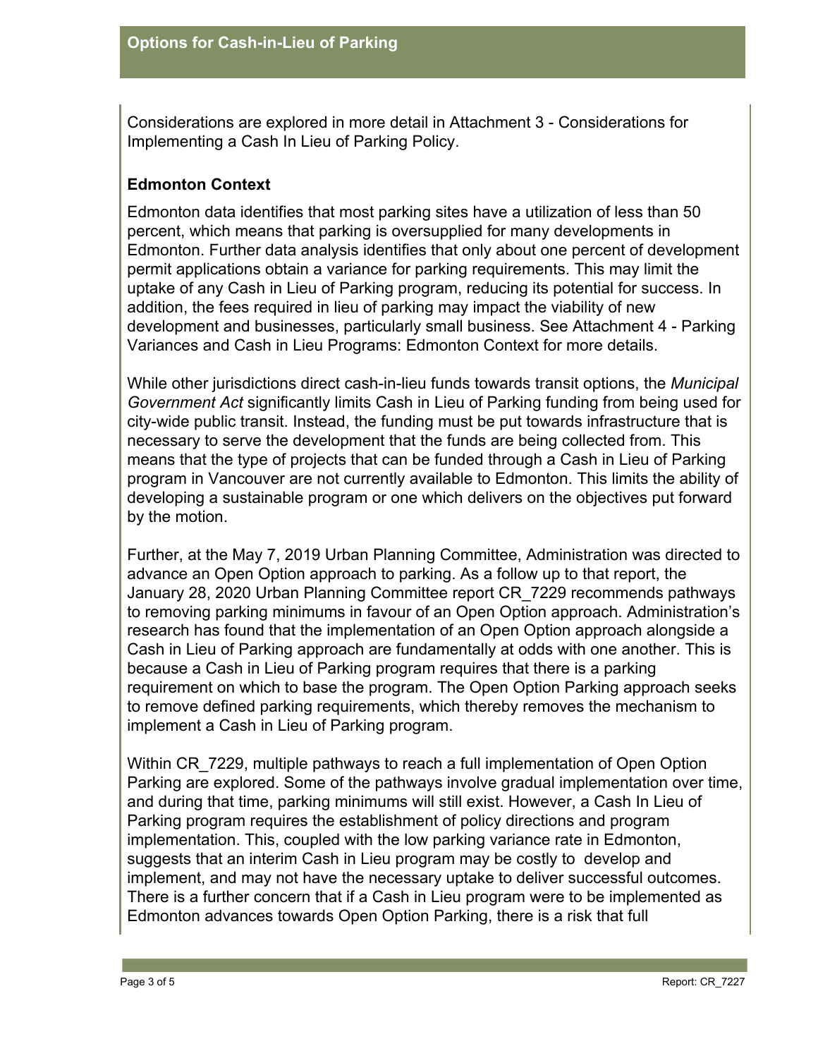Considerations are explored in more detail in Attachment 3 - Considerations for Implementing a Cash In Lieu of Parking Policy.

### Edmonton Context

Edmonton data identifies that most parking sites have a utilization of less than 50 percent, which means that parking is oversupplied for many developments in Edmonton. Further data analysis identifies that only about one percent of development permit applications obtain a variance for parking requirements. This may limit the uptake of any Cash in Lieu of Parking program, reducing its potential for success. In addition, the fees required in lieu of parking may impact the viability of new development and businesses, particularly small business. See Attachment 4 - Parking Variances and Cash in Lieu Programs: Edmonton Context for more details.

While other jurisdictions direct cash-in-lieu funds towards transit options, the *Municipal Government Act* significantly limits Cash in Lieu of Parking funding from being used for city-wide public transit. Instead, the funding must be put towards infrastructure that is necessary to serve the development that the funds are being collected from. This means that the type of projects that can be funded through a Cash in Lieu of Parking program in Vancouver are not currently available to Edmonton. This limits the ability of developing a sustainable program or one which delivers on the objectives put forward by the motion.

Further, at the May 7, 2019 Urban Planning Committee, Administration was directed to advance an Open Option approach to parking. As a follow up to that report, the January 28, 2020 Urban Planning Committee report CR_7229 recommends pathways to removing parking minimums in favour of an Open Option approach. Administration's research has found that the implementation of an Open Option approach alongside a Cash in Lieu of Parking approach are fundamentally at odds with one another. This is because a Cash in Lieu of Parking program requires that there is a parking requirement on which to base the program. The Open Option Parking approach seeks to remove defined parking requirements, which thereby removes the mechanism to implement a Cash in Lieu of Parking program.

Within CR_7229, multiple pathways to reach a full implementation of Open Option Parking are explored. Some of the pathways involve gradual implementation over time, and during that time, parking minimums will still exist. However, a Cash In Lieu of Parking program requires the establishment of policy directions and program implementation. This, coupled with the low parking variance rate in Edmonton, suggests that an interim Cash in Lieu program may be costly to develop and implement, and may not have the necessary uptake to deliver successful outcomes. There is a further concern that if a Cash in Lieu program were to be implemented as Edmonton advances towards Open Option Parking, there is a risk that full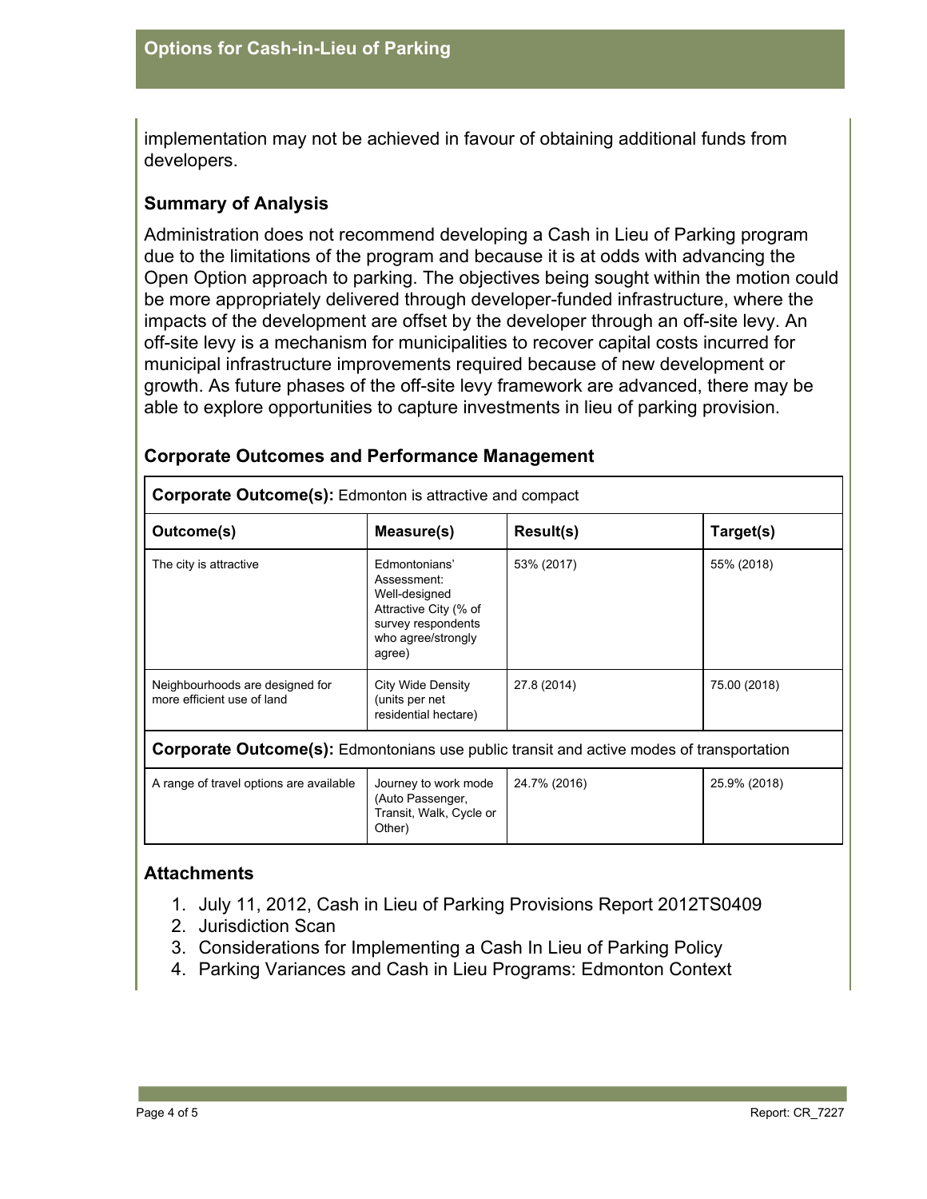implementation may not be achieved in favour of obtaining additional funds from developers.

### Summary of Analysis

Administration does not recommend developing a Cash in Lieu of Parking program due to the limitations of the program and because it is at odds with advancing the Open Option approach to parking. The objectives being sought within the motion could be more appropriately delivered through developer-funded infrastructure, where the impacts of the development are offset by the developer through an off-site levy. An off-site levy is a mechanism for municipalities to recover capital costs incurred for municipal infrastructure improvements required because of new development or growth. As future phases of the off-site levy framework are advanced, there may be able to explore opportunities to capture investments in lieu of parking provision.

### Corporate Outcomes and Performance Management

| **Corporate Outcome(s):** Edmonton is attractive and compact | | | |
|---|---|---|---|
| **Outcome(s)** | **Measure(s)** | **Result(s)** | **Target(s)** |
| The city is attractive | Edmontonians' Assessment: Well-designed Attractive City (% of survey respondents who agree/strongly agree) | 53% (2017) | 55% (2018) |
| Neighbourhoods are designed for more efficient use of land | City Wide Density (units per net residential hectare) | 27.8 (2014) | 75.00 (2018) |
| **Corporate Outcome(s):** Edmontonians use public transit and active modes of transportation | | | |
| A range of travel options are available | Journey to work mode (Auto Passenger, Transit, Walk, Cycle or Other) | 24.7% (2016) | 25.9% (2018) |

### Attachments

1. July 11, 2012, Cash in Lieu of Parking Provisions Report 2012TS0409
2. Jurisdiction Scan
3. Considerations for Implementing a Cash In Lieu of Parking Policy
4. Parking Variances and Cash in Lieu Programs: Edmonton Context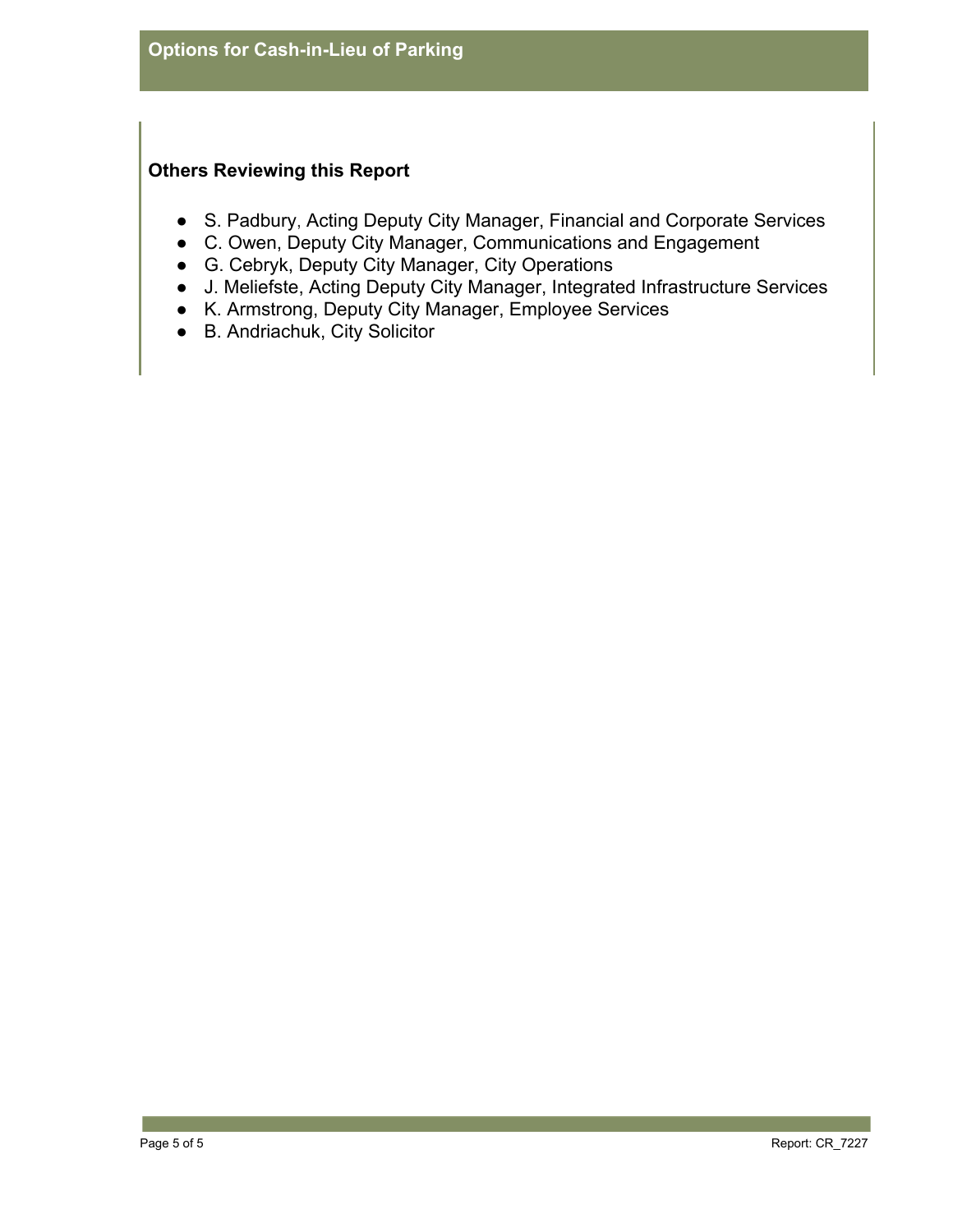## Others Reviewing this Report

- S. Padbury, Acting Deputy City Manager, Financial and Corporate Services
- C. Owen, Deputy City Manager, Communications and Engagement
- G. Cebryk, Deputy City Manager, City Operations
- J. Meliefste, Acting Deputy City Manager, Integrated Infrastructure Services
- K. Armstrong, Deputy City Manager, Employee Services
- B. Andriachuk, City Solicitor